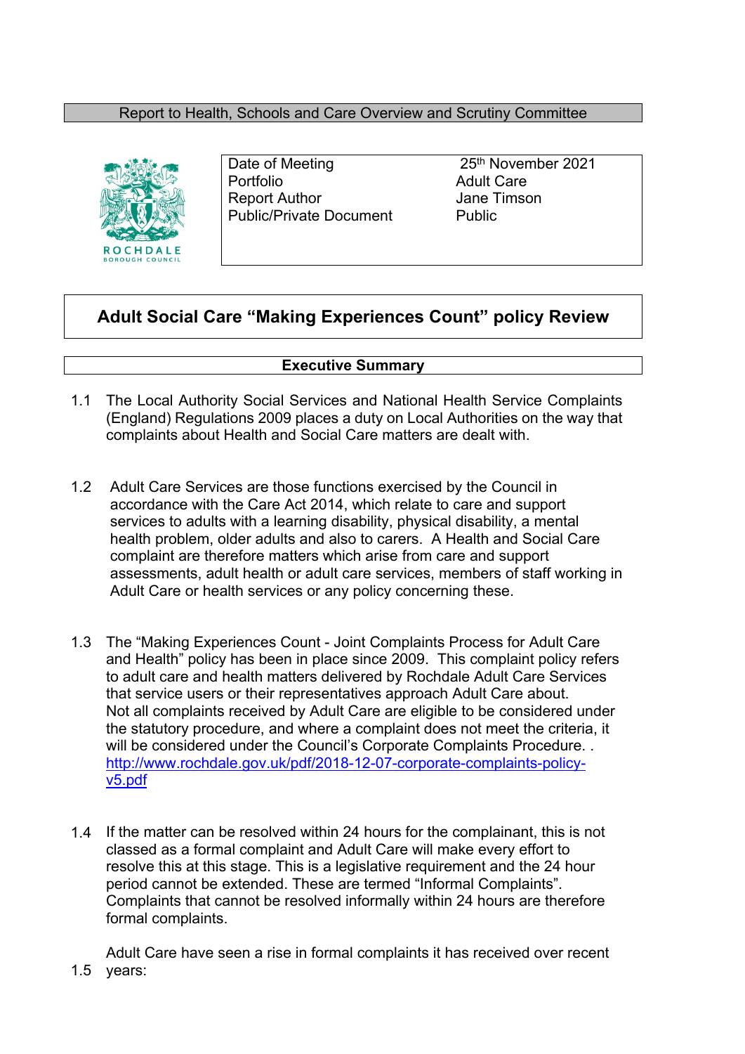Report to Health, Schools and Care Overview and Scrutiny Committee

| | |
|---|---|
| Date of Meeting | 25th November 2021 |
| Portfolio | Adult Care |
| Report Author | Jane Timson |
| Public/Private Document | Public |

# Adult Social Care "Making Experiences Count" policy Review

## Executive Summary

1.1 The Local Authority Social Services and National Health Service Complaints (England) Regulations 2009 places a duty on Local Authorities on the way that complaints about Health and Social Care matters are dealt with.

1.2 Adult Care Services are those functions exercised by the Council in accordance with the Care Act 2014, which relate to care and support services to adults with a learning disability, physical disability, a mental health problem, older adults and also to carers. A Health and Social Care complaint are therefore matters which arise from care and support assessments, adult health or adult care services, members of staff working in Adult Care or health services or any policy concerning these.

1.3 The "Making Experiences Count - Joint Complaints Process for Adult Care and Health" policy has been in place since 2009. This complaint policy refers to adult care and health matters delivered by Rochdale Adult Care Services that service users or their representatives approach Adult Care about. Not all complaints received by Adult Care are eligible to be considered under the statutory procedure, and where a complaint does not meet the criteria, it will be considered under the Council's Corporate Complaints Procedure. . http://www.rochdale.gov.uk/pdf/2018-12-07-corporate-complaints-policy-v5.pdf

1.4 If the matter can be resolved within 24 hours for the complainant, this is not classed as a formal complaint and Adult Care will make every effort to resolve this at this stage. This is a legislative requirement and the 24 hour period cannot be extended. These are termed "Informal Complaints". Complaints that cannot be resolved informally within 24 hours are therefore formal complaints.

1.5 Adult Care have seen a rise in formal complaints it has received over recent years: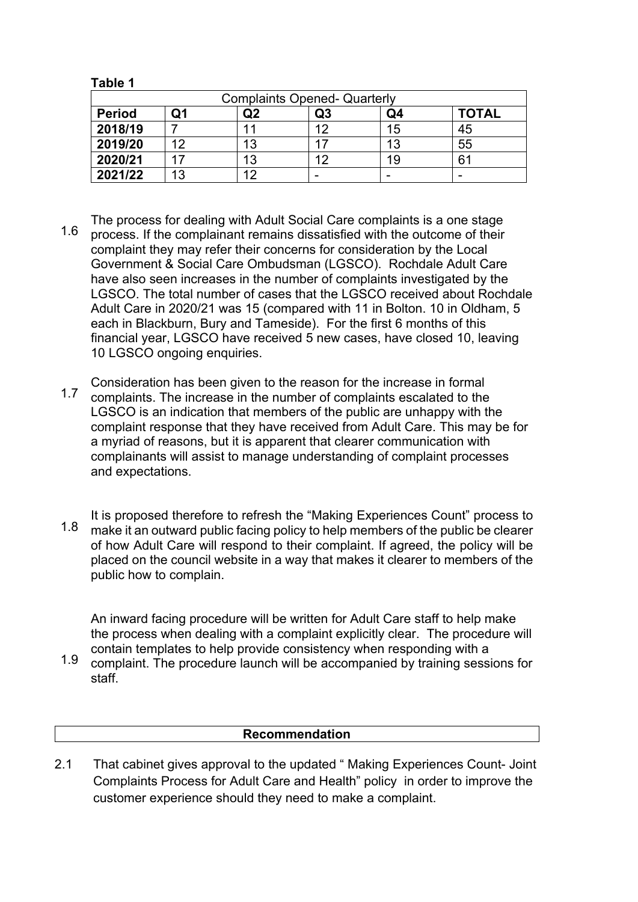**Table 1**

| Complaints Opened- Quarterly | | | | | |
|---|---|---|---|---|---|
| **Period** | **Q1** | **Q2** | **Q3** | **Q4** | **TOTAL** |
| **2018/19** | 7 | 11 | 12 | 15 | 45 |
| **2019/20** | 12 | 13 | 17 | 13 | 55 |
| **2020/21** | 17 | 13 | 12 | 19 | 61 |
| **2021/22** | 13 | 12 | - | - | - |

1.6 The process for dealing with Adult Social Care complaints is a one stage process. If the complainant remains dissatisfied with the outcome of their complaint they may refer their concerns for consideration by the Local Government & Social Care Ombudsman (LGSCO). Rochdale Adult Care have also seen increases in the number of complaints investigated by the LGSCO. The total number of cases that the LGSCO received about Rochdale Adult Care in 2020/21 was 15 (compared with 11 in Bolton. 10 in Oldham, 5 each in Blackburn, Bury and Tameside). For the first 6 months of this financial year, LGSCO have received 5 new cases, have closed 10, leaving 10 LGSCO ongoing enquiries.

1.7 Consideration has been given to the reason for the increase in formal complaints. The increase in the number of complaints escalated to the LGSCO is an indication that members of the public are unhappy with the complaint response that they have received from Adult Care. This may be for a myriad of reasons, but it is apparent that clearer communication with complainants will assist to manage understanding of complaint processes and expectations.

1.8 It is proposed therefore to refresh the "Making Experiences Count" process to make it an outward public facing policy to help members of the public be clearer of how Adult Care will respond to their complaint. If agreed, the policy will be placed on the council website in a way that makes it clearer to members of the public how to complain.

1.9 An inward facing procedure will be written for Adult Care staff to help make the process when dealing with a complaint explicitly clear. The procedure will contain templates to help provide consistency when responding with a complaint. The procedure launch will be accompanied by training sessions for staff.

## Recommendation

2.1 That cabinet gives approval to the updated " Making Experiences Count- Joint Complaints Process for Adult Care and Health" policy in order to improve the customer experience should they need to make a complaint.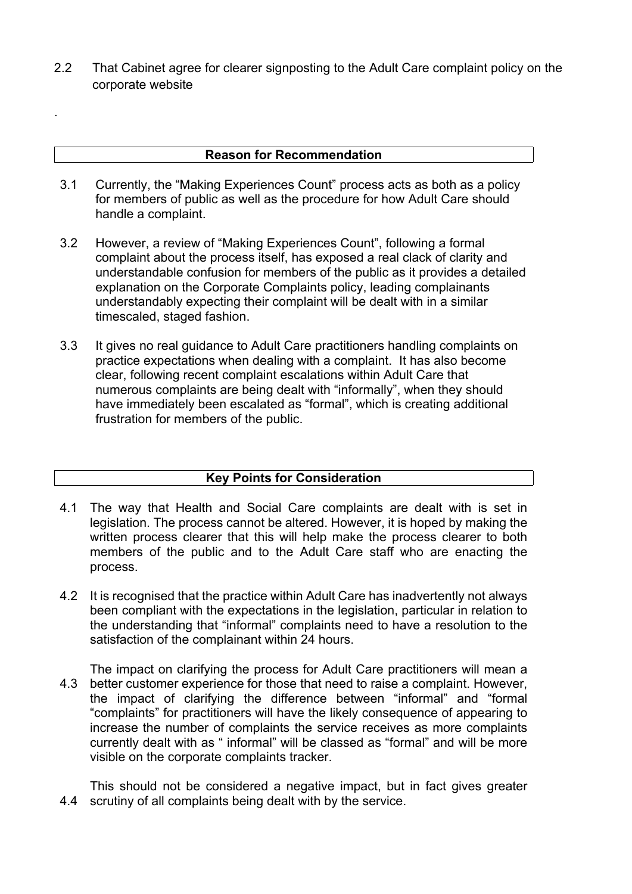2.2 That Cabinet agree for clearer signposting to the Adult Care complaint policy on the corporate website

.

## Reason for Recommendation

3.1 Currently, the "Making Experiences Count" process acts as both as a policy for members of public as well as the procedure for how Adult Care should handle a complaint.

3.2 However, a review of "Making Experiences Count", following a formal complaint about the process itself, has exposed a real clack of clarity and understandable confusion for members of the public as it provides a detailed explanation on the Corporate Complaints policy, leading complainants understandably expecting their complaint will be dealt with in a similar timescaled, staged fashion.

3.3 It gives no real guidance to Adult Care practitioners handling complaints on practice expectations when dealing with a complaint. It has also become clear, following recent complaint escalations within Adult Care that numerous complaints are being dealt with "informally", when they should have immediately been escalated as "formal", which is creating additional frustration for members of the public.

## Key Points for Consideration

4.1 The way that Health and Social Care complaints are dealt with is set in legislation. The process cannot be altered. However, it is hoped by making the written process clearer that this will help make the process clearer to both members of the public and to the Adult Care staff who are enacting the process.

4.2 It is recognised that the practice within Adult Care has inadvertently not always been compliant with the expectations in the legislation, particular in relation to the understanding that "informal" complaints need to have a resolution to the satisfaction of the complainant within 24 hours.

4.3 The impact on clarifying the process for Adult Care practitioners will mean a better customer experience for those that need to raise a complaint. However, the impact of clarifying the difference between "informal" and "formal "complaints" for practitioners will have the likely consequence of appearing to increase the number of complaints the service receives as more complaints currently dealt with as " informal" will be classed as "formal" and will be more visible on the corporate complaints tracker.

4.4 This should not be considered a negative impact, but in fact gives greater scrutiny of all complaints being dealt with by the service.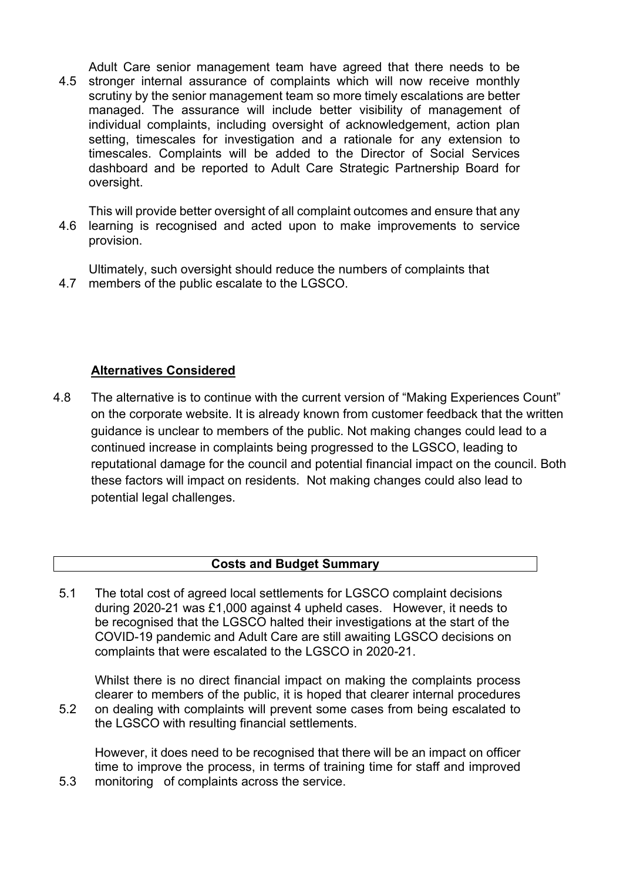4.5 Adult Care senior management team have agreed that there needs to be stronger internal assurance of complaints which will now receive monthly scrutiny by the senior management team so more timely escalations are better managed. The assurance will include better visibility of management of individual complaints, including oversight of acknowledgement, action plan setting, timescales for investigation and a rationale for any extension to timescales. Complaints will be added to the Director of Social Services dashboard and be reported to Adult Care Strategic Partnership Board for oversight.

4.6 This will provide better oversight of all complaint outcomes and ensure that any learning is recognised and acted upon to make improvements to service provision.

4.7 Ultimately, such oversight should reduce the numbers of complaints that members of the public escalate to the LGSCO.

## Alternatives Considered

4.8 The alternative is to continue with the current version of "Making Experiences Count" on the corporate website. It is already known from customer feedback that the written guidance is unclear to members of the public. Not making changes could lead to a continued increase in complaints being progressed to the LGSCO, leading to reputational damage for the council and potential financial impact on the council. Both these factors will impact on residents. Not making changes could also lead to potential legal challenges.

## Costs and Budget Summary

5.1 The total cost of agreed local settlements for LGSCO complaint decisions during 2020-21 was £1,000 against 4 upheld cases. However, it needs to be recognised that the LGSCO halted their investigations at the start of the COVID-19 pandemic and Adult Care are still awaiting LGSCO decisions on complaints that were escalated to the LGSCO in 2020-21.

5.2 Whilst there is no direct financial impact on making the complaints process clearer to members of the public, it is hoped that clearer internal procedures on dealing with complaints will prevent some cases from being escalated to the LGSCO with resulting financial settlements.

5.3 However, it does need to be recognised that there will be an impact on officer time to improve the process, in terms of training time for staff and improved monitoring of complaints across the service.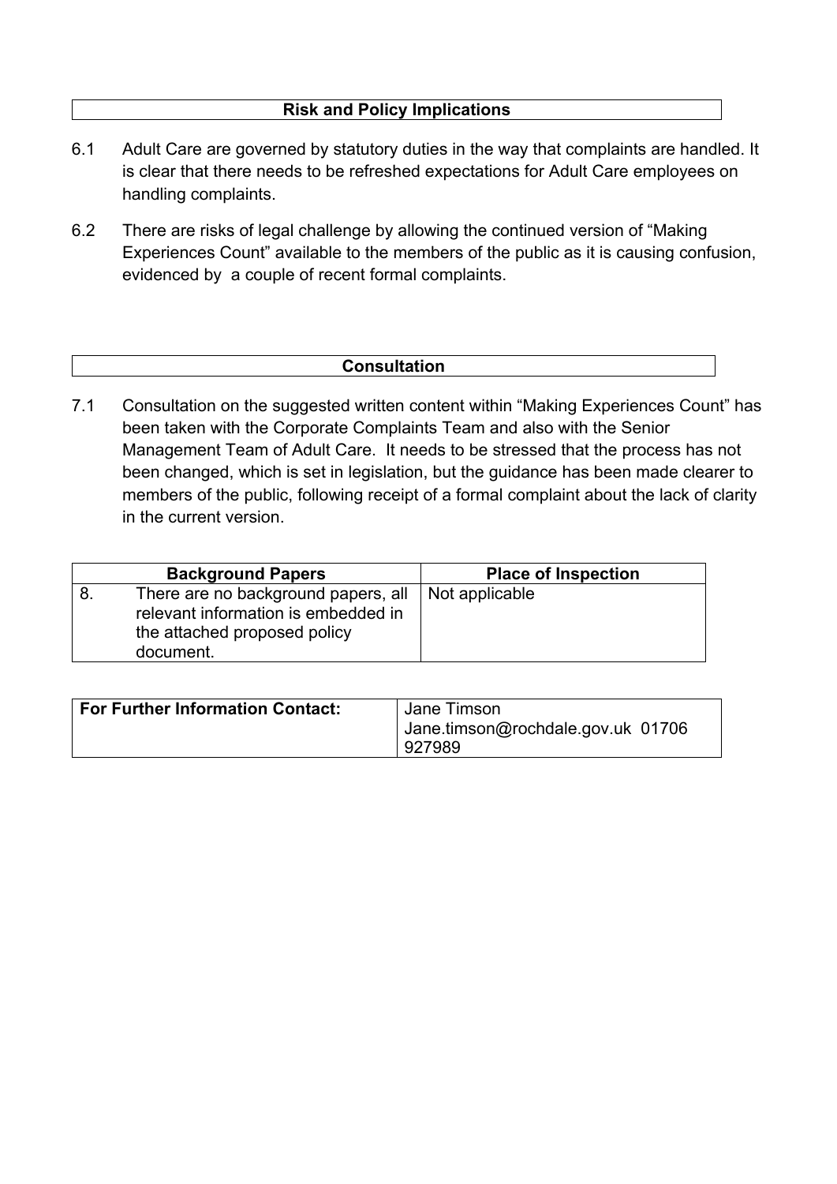## Risk and Policy Implications

6.1 Adult Care are governed by statutory duties in the way that complaints are handled. It is clear that there needs to be refreshed expectations for Adult Care employees on handling complaints.

6.2 There are risks of legal challenge by allowing the continued version of "Making Experiences Count" available to the members of the public as it is causing confusion, evidenced by a couple of recent formal complaints.

## Consultation

7.1 Consultation on the suggested written content within "Making Experiences Count" has been taken with the Corporate Complaints Team and also with the Senior Management Team of Adult Care. It needs to be stressed that the process has not been changed, which is set in legislation, but the guidance has been made clearer to members of the public, following receipt of a formal complaint about the lack of clarity in the current version.

| Background Papers | Place of Inspection |
|---|---|
| 8. There are no background papers, all relevant information is embedded in the attached proposed policy document. | Not applicable |

| | |
|---|---|
| **For Further Information Contact:** | Jane Timson<br>Jane.timson@rochdale.gov.uk 01706 927989 |